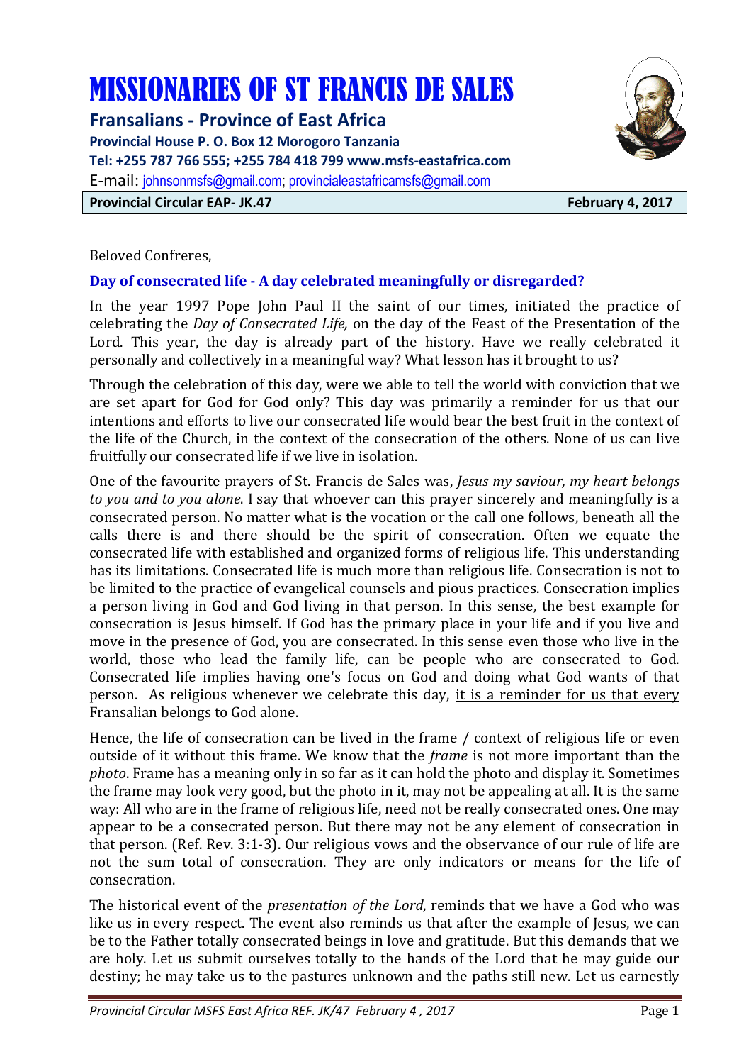# MISSIONARIES OF ST FRANCIS DE SALES

**Fransalians - Province of East Africa**

**Provincial House P. O. Box 12 Morogoro Tanzania**

**Tel: +255 787 766 555; +255 784 418 799 www.msfs-eastafrica.com**

E-mail: johnsonmsfs@gmail.com; provincialeastafricamsfs@gmail.com

**Provincial Circular EAP- JK.47** **February 4, 2017**

Beloved Confreres,

## Day of consecrated life - A day celebrated meaningfully or disregarded?

In the year 1997 Pope John Paul II the saint of our times, initiated the practice of celebrating the *Day of Consecrated Life,* on the day of the Feast of the Presentation of the Lord. This year, the day is already part of the history. Have we really celebrated it personally and collectively in a meaningful way? What lesson has it brought to us?

Through the celebration of this day, were we able to tell the world with conviction that we are set apart for God for God only? This day was primarily a reminder for us that our intentions and efforts to live our consecrated life would bear the best fruit in the context of the life of the Church, in the context of the consecration of the others. None of us can live fruitfully our consecrated life if we live in isolation.

One of the favourite prayers of St. Francis de Sales was, *Jesus my saviour, my heart belongs to you and to you alone*. I say that whoever can this prayer sincerely and meaningfully is a consecrated person. No matter what is the vocation or the call one follows, beneath all the calls there is and there should be the spirit of consecration. Often we equate the consecrated life with established and organized forms of religious life. This understanding has its limitations. Consecrated life is much more than religious life. Consecration is not to be limited to the practice of evangelical counsels and pious practices. Consecration implies a person living in God and God living in that person. In this sense, the best example for consecration is Jesus himself. If God has the primary place in your life and if you live and move in the presence of God, you are consecrated. In this sense even those who live in the world, those who lead the family life, can be people who are consecrated to God. Consecrated life implies having one's focus on God and doing what God wants of that person. As religious whenever we celebrate this day, it is a reminder for us that every Fransalian belongs to God alone.

Hence, the life of consecration can be lived in the frame / context of religious life or even outside of it without this frame. We know that the *frame* is not more important than the *photo*. Frame has a meaning only in so far as it can hold the photo and display it. Sometimes the frame may look very good, but the photo in it, may not be appealing at all. It is the same way: All who are in the frame of religious life, need not be really consecrated ones. One may appear to be a consecrated person. But there may not be any element of consecration in that person. (Ref. Rev. 3:1-3). Our religious vows and the observance of our rule of life are not the sum total of consecration. They are only indicators or means for the life of consecration.

The historical event of the *presentation of the Lord*, reminds that we have a God who was like us in every respect. The event also reminds us that after the example of Jesus, we can be to the Father totally consecrated beings in love and gratitude. But this demands that we are holy. Let us submit ourselves totally to the hands of the Lord that he may guide our destiny; he may take us to the pastures unknown and the paths still new. Let us earnestly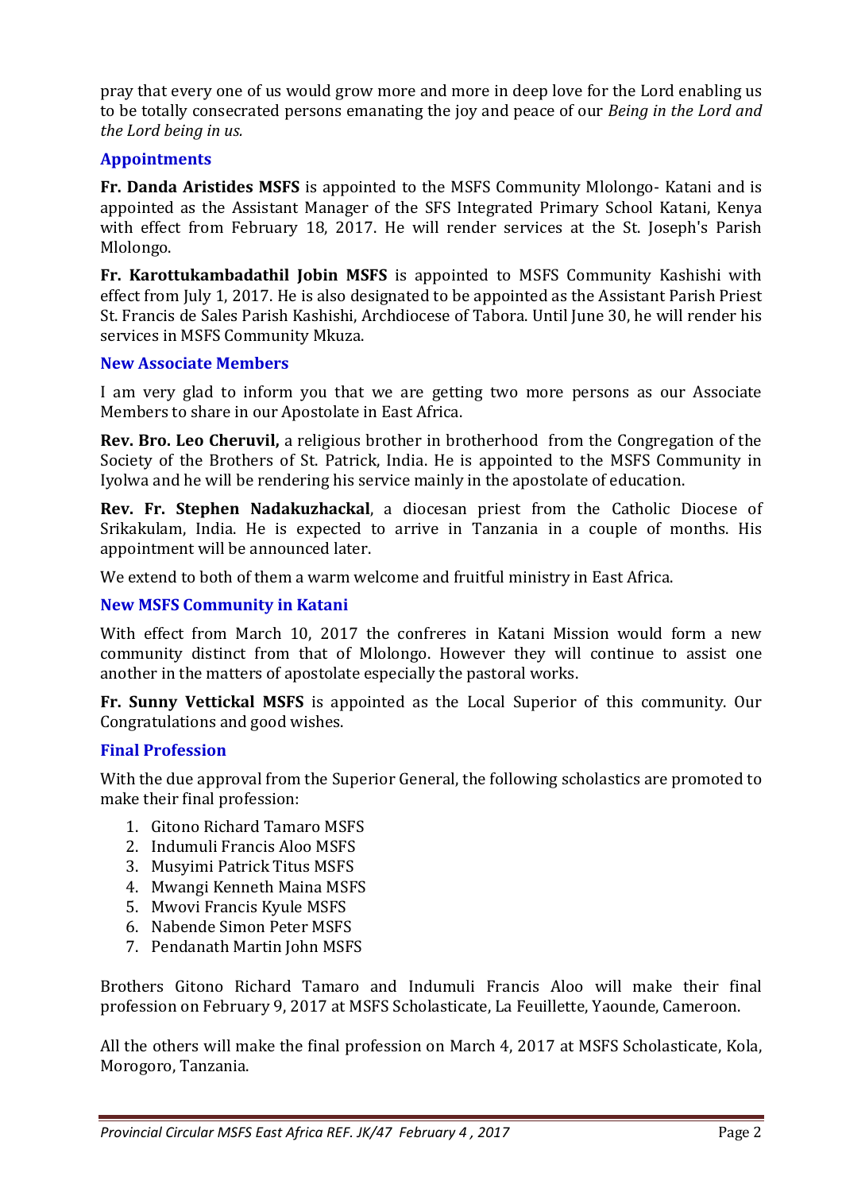pray that every one of us would grow more and more in deep love for the Lord enabling us to be totally consecrated persons emanating the joy and peace of our *Being in the Lord and the Lord being in us.*

### Appointments

**Fr. Danda Aristides MSFS** is appointed to the MSFS Community Mlolongo- Katani and is appointed as the Assistant Manager of the SFS Integrated Primary School Katani, Kenya with effect from February 18, 2017. He will render services at the St. Joseph's Parish Mlolongo.

**Fr. Karottukambadathil Jobin MSFS** is appointed to MSFS Community Kashishi with effect from July 1, 2017. He is also designated to be appointed as the Assistant Parish Priest St. Francis de Sales Parish Kashishi, Archdiocese of Tabora. Until June 30, he will render his services in MSFS Community Mkuza.

### New Associate Members

I am very glad to inform you that we are getting two more persons as our Associate Members to share in our Apostolate in East Africa.

**Rev. Bro. Leo Cheruvil,** a religious brother in brotherhood from the Congregation of the Society of the Brothers of St. Patrick, India. He is appointed to the MSFS Community in Iyolwa and he will be rendering his service mainly in the apostolate of education.

**Rev. Fr. Stephen Nadakuzhackal**, a diocesan priest from the Catholic Diocese of Srikakulam, India. He is expected to arrive in Tanzania in a couple of months. His appointment will be announced later.

We extend to both of them a warm welcome and fruitful ministry in East Africa.

### New MSFS Community in Katani

With effect from March 10, 2017 the confreres in Katani Mission would form a new community distinct from that of Mlolongo. However they will continue to assist one another in the matters of apostolate especially the pastoral works.

**Fr. Sunny Vettickal MSFS** is appointed as the Local Superior of this community. Our Congratulations and good wishes.

### Final Profession

With the due approval from the Superior General, the following scholastics are promoted to make their final profession:

1. Gitono Richard Tamaro MSFS
2. Indumuli Francis Aloo MSFS
3. Musyimi Patrick Titus MSFS
4. Mwangi Kenneth Maina MSFS
5. Mwovi Francis Kyule MSFS
6. Nabende Simon Peter MSFS
7. Pendanath Martin John MSFS

Brothers Gitono Richard Tamaro and Indumuli Francis Aloo will make their final profession on February 9, 2017 at MSFS Scholasticate, La Feuillette, Yaounde, Cameroon.

All the others will make the final profession on March 4, 2017 at MSFS Scholasticate, Kola, Morogoro, Tanzania.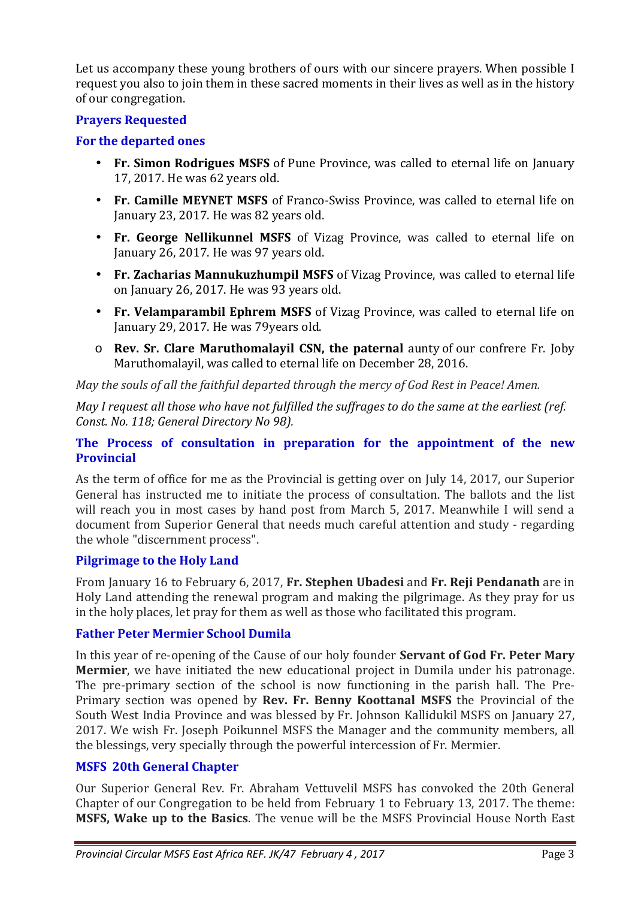Let us accompany these young brothers of ours with our sincere prayers. When possible I request you also to join them in these sacred moments in their lives as well as in the history of our congregation.

### Prayers Requested

### For the departed ones

- **Fr. Simon Rodrigues MSFS** of Pune Province, was called to eternal life on January 17, 2017. He was 62 years old.
- **Fr. Camille MEYNET MSFS** of Franco-Swiss Province, was called to eternal life on January 23, 2017. He was 82 years old.
- **Fr. George Nellikunnel MSFS** of Vizag Province, was called to eternal life on January 26, 2017. He was 97 years old.
- **Fr. Zacharias Mannukuzhumpil MSFS** of Vizag Province, was called to eternal life on January 26, 2017. He was 93 years old.
- **Fr. Velamparambil Ephrem MSFS** of Vizag Province, was called to eternal life on January 29, 2017. He was 79years old.
  - **Rev. Sr. Clare Maruthomalayil CSN, the paternal** aunty of our confrere Fr. Joby Maruthomalayil, was called to eternal life on December 28, 2016.

*May the souls of all the faithful departed through the mercy of God Rest in Peace! Amen.*

*May I request all those who have not fulfilled the suffrages to do the same at the earliest (ref. Const. No. 118; General Directory No 98).*

### The Process of consultation in preparation for the appointment of the new Provincial

As the term of office for me as the Provincial is getting over on July 14, 2017, our Superior General has instructed me to initiate the process of consultation. The ballots and the list will reach you in most cases by hand post from March 5, 2017. Meanwhile I will send a document from Superior General that needs much careful attention and study - regarding the whole "discernment process".

### Pilgrimage to the Holy Land

From January 16 to February 6, 2017, **Fr. Stephen Ubadesi** and **Fr. Reji Pendanath** are in Holy Land attending the renewal program and making the pilgrimage. As they pray for us in the holy places, let pray for them as well as those who facilitated this program.

### Father Peter Mermier School Dumila

In this year of re-opening of the Cause of our holy founder **Servant of God Fr. Peter Mary Mermier**, we have initiated the new educational project in Dumila under his patronage. The pre-primary section of the school is now functioning in the parish hall. The Pre-Primary section was opened by **Rev. Fr. Benny Koottanal MSFS** the Provincial of the South West India Province and was blessed by Fr. Johnson Kallidukil MSFS on January 27, 2017. We wish Fr. Joseph Poikunnel MSFS the Manager and the community members, all the blessings, very specially through the powerful intercession of Fr. Mermier.

### MSFS 20th General Chapter

Our Superior General Rev. Fr. Abraham Vettuvelil MSFS has convoked the 20th General Chapter of our Congregation to be held from February 1 to February 13, 2017. The theme: **MSFS, Wake up to the Basics**. The venue will be the MSFS Provincial House North East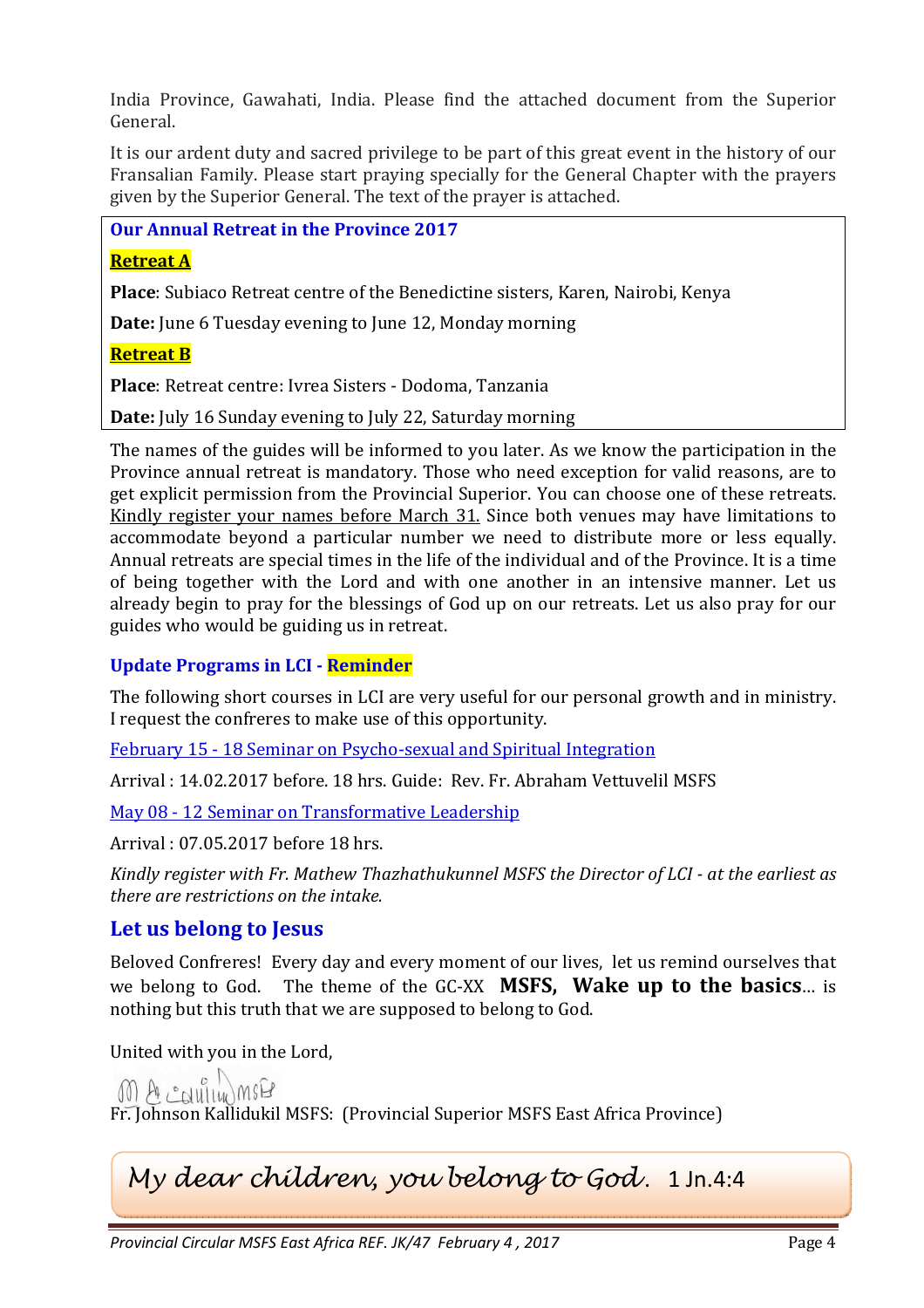India Province, Gawahati, India. Please find the attached document from the Superior General.

It is our ardent duty and sacred privilege to be part of this great event in the history of our Fransalian Family. Please start praying specially for the General Chapter with the prayers given by the Superior General. The text of the prayer is attached.

### Our Annual Retreat in the Province 2017

**Retreat A**

**Place**: Subiaco Retreat centre of the Benedictine sisters, Karen, Nairobi, Kenya

**Date:** June 6 Tuesday evening to June 12, Monday morning

**Retreat B**

**Place**: Retreat centre: Ivrea Sisters - Dodoma, Tanzania

**Date:** July 16 Sunday evening to July 22, Saturday morning

The names of the guides will be informed to you later. As we know the participation in the Province annual retreat is mandatory. Those who need exception for valid reasons, are to get explicit permission from the Provincial Superior. You can choose one of these retreats. Kindly register your names before March 31. Since both venues may have limitations to accommodate beyond a particular number we need to distribute more or less equally. Annual retreats are special times in the life of the individual and of the Province. It is a time of being together with the Lord and with one another in an intensive manner. Let us already begin to pray for the blessings of God up on our retreats. Let us also pray for our guides who would be guiding us in retreat.

### Update Programs in LCI - Reminder

The following short courses in LCI are very useful for our personal growth and in ministry. I request the confreres to make use of this opportunity.

February 15 - 18 Seminar on Psycho-sexual and Spiritual Integration

Arrival : 14.02.2017 before. 18 hrs. Guide: Rev. Fr. Abraham Vettuvelil MSFS

May 08 - 12 Seminar on Transformative Leadership

Arrival : 07.05.2017 before 18 hrs.

*Kindly register with Fr. Mathew Thazhathukunnel MSFS the Director of LCI - at the earliest as there are restrictions on the intake.*

## Let us belong to Jesus

Beloved Confreres! Every day and every moment of our lives, let us remind ourselves that we belong to God. The theme of the GC-XX **MSFS, Wake up to the basics**... is nothing but this truth that we are supposed to belong to God.

United with you in the Lord,

Fr. Johnson Kallidukil MSFS: (Provincial Superior MSFS East Africa Province)

*My dear children, you belong to God.* 1 Jn.4:4